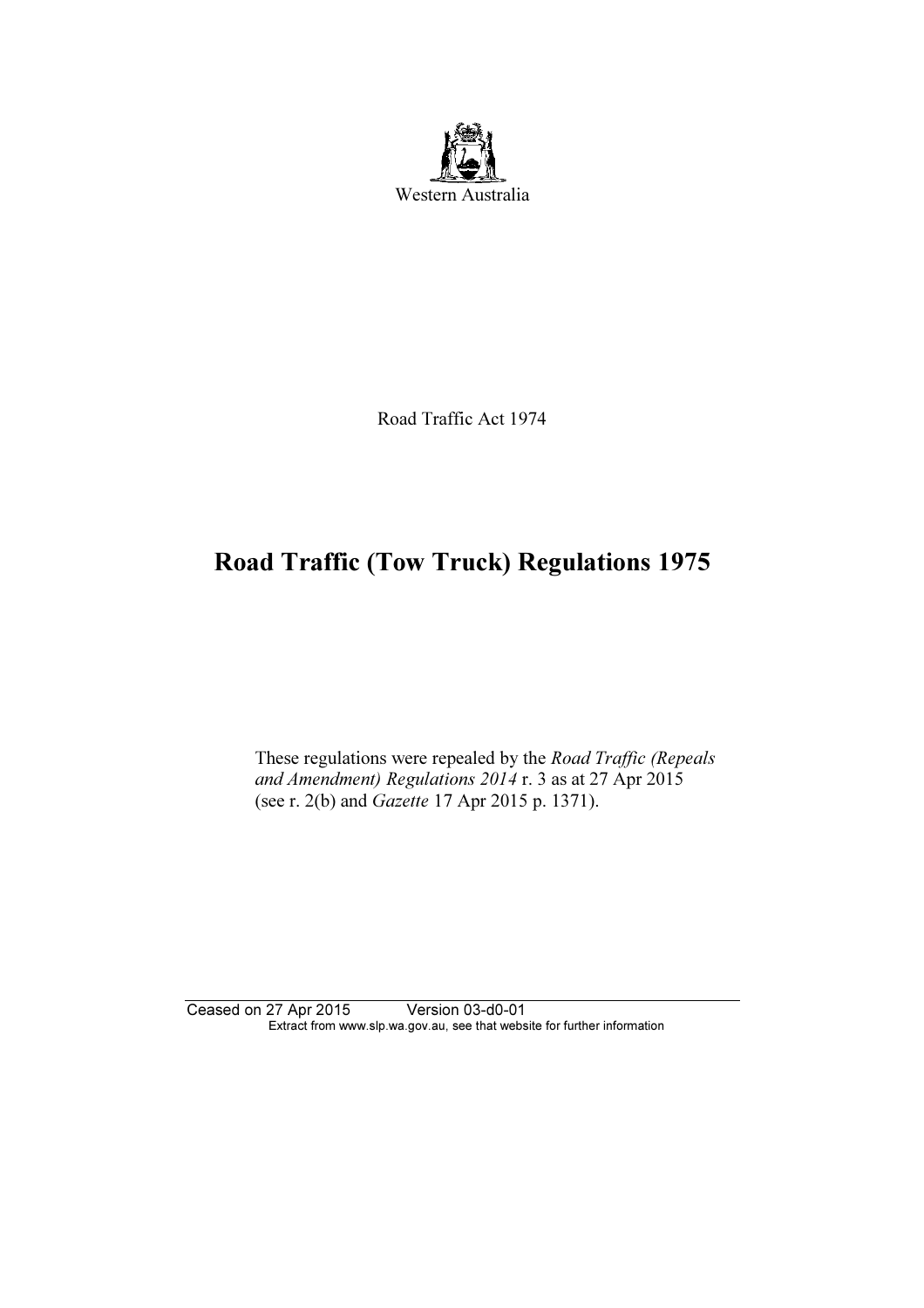Western Australia

Road Traffic Act 1974

# Road Traffic (Tow Truck) Regulations 1975

These regulations were repealed by the *Road Traffic (Repeals and Amendment) Regulations 2014* r. 3 as at 27 Apr 2015 (see r. 2(b) and *Gazette* 17 Apr 2015 p. 1371).

Ceased on 27 Apr 2015 Version 03-d0-01
Extract from www.slp.wa.gov.au, see that website for further information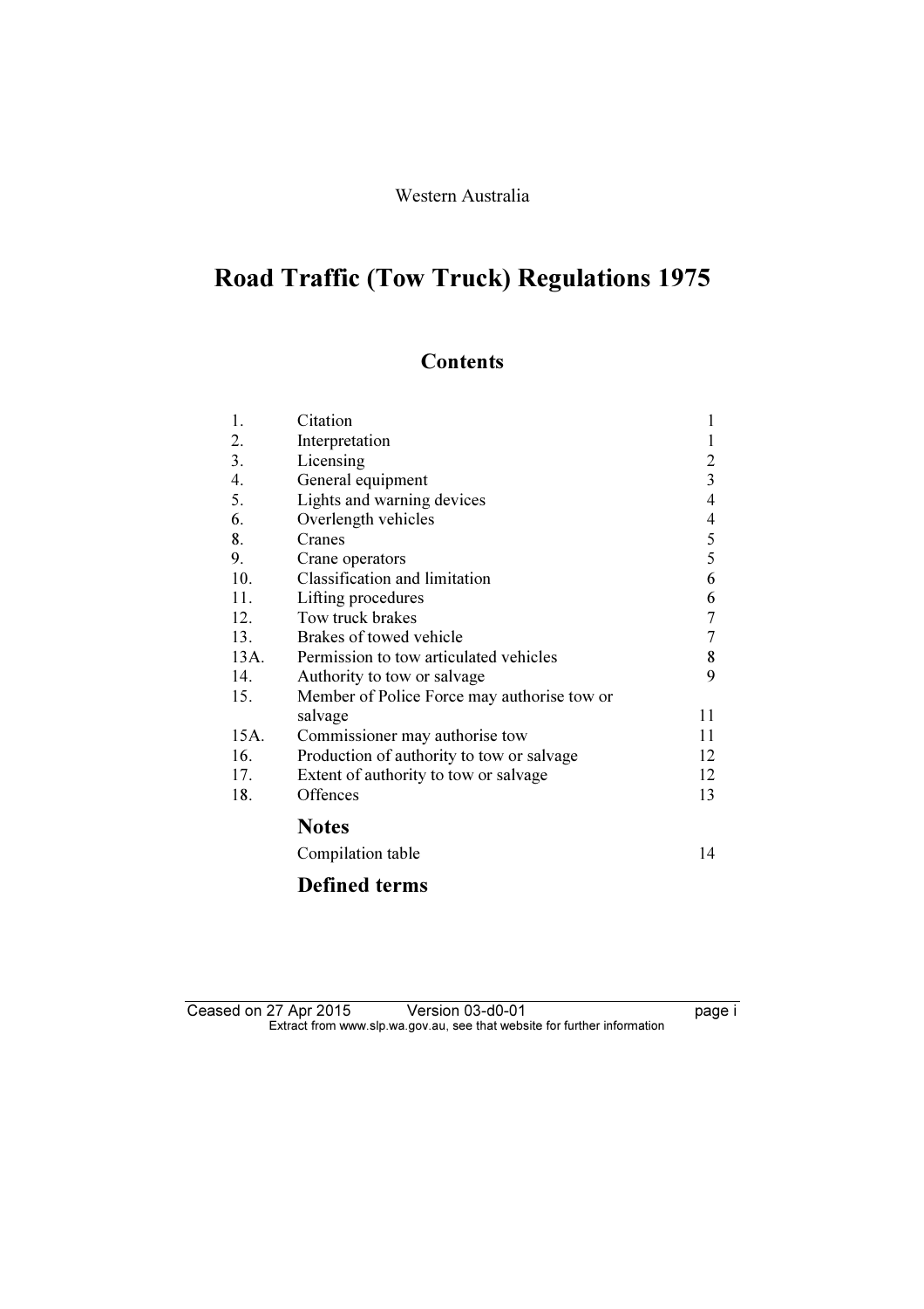Western Australia

# Road Traffic (Tow Truck) Regulations 1975

## Contents

| | | |
|---|---|---|
| 1. | Citation | 1 |
| 2. | Interpretation | 1 |
| 3. | Licensing | 2 |
| 4. | General equipment | 3 |
| 5. | Lights and warning devices | 4 |
| 6. | Overlength vehicles | 4 |
| 8. | Cranes | 5 |
| 9. | Crane operators | 5 |
| 10. | Classification and limitation | 6 |
| 11. | Lifting procedures | 6 |
| 12. | Tow truck brakes | 7 |
| 13. | Brakes of towed vehicle | 7 |
| 13A. | Permission to tow articulated vehicles | 8 |
| 14. | Authority to tow or salvage | 9 |
| 15. | Member of Police Force may authorise tow or salvage | 11 |
| 15A. | Commissioner may authorise tow | 11 |
| 16. | Production of authority to tow or salvage | 12 |
| 17. | Extent of authority to tow or salvage | 12 |
| 18. | Offences | 13 |

### Notes

Compilation table 14

### Defined terms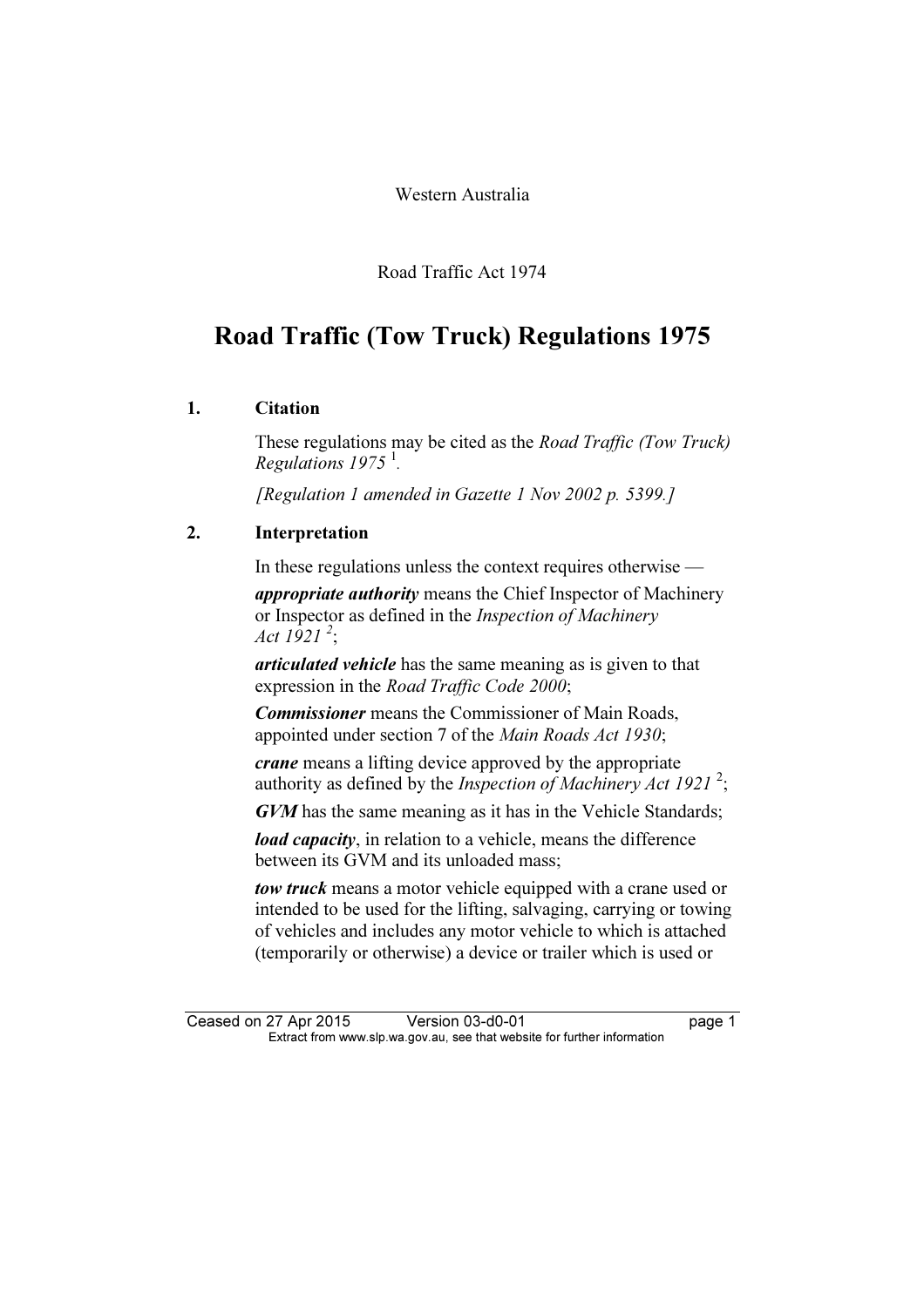Western Australia

Road Traffic Act 1974

# Road Traffic (Tow Truck) Regulations 1975

## 1. Citation

These regulations may be cited as the *Road Traffic (Tow Truck) Regulations 1975* [1].

*[Regulation 1 amended in Gazette 1 Nov 2002 p. 5399.]*

## 2. Interpretation

In these regulations unless the context requires otherwise —

***appropriate authority*** means the Chief Inspector of Machinery or Inspector as defined in the *Inspection of Machinery Act 1921* [2];

***articulated vehicle*** has the same meaning as is given to that expression in the *Road Traffic Code 2000*;

***Commissioner*** means the Commissioner of Main Roads, appointed under section 7 of the *Main Roads Act 1930*;

***crane*** means a lifting device approved by the appropriate authority as defined by the *Inspection of Machinery Act 1921* [2];

***GVM*** has the same meaning as it has in the Vehicle Standards;

***load capacity***, in relation to a vehicle, means the difference between its GVM and its unloaded mass;

***tow truck*** means a motor vehicle equipped with a crane used or intended to be used for the lifting, salvaging, carrying or towing of vehicles and includes any motor vehicle to which is attached (temporarily or otherwise) a device or trailer which is used or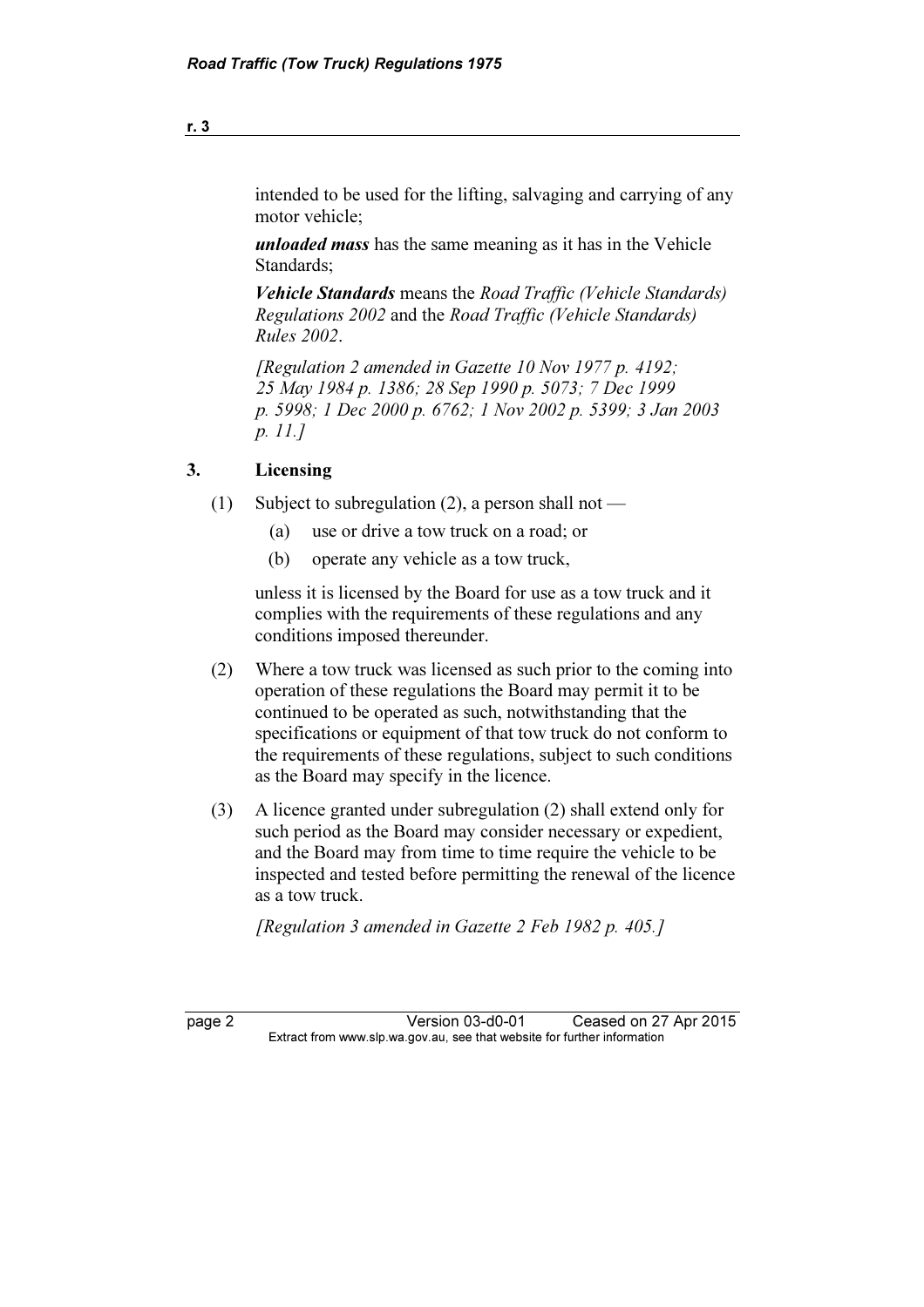intended to be used for the lifting, salvaging and carrying of any motor vehicle;

***unloaded mass*** has the same meaning as it has in the Vehicle Standards;

***Vehicle Standards*** means the *Road Traffic (Vehicle Standards) Regulations 2002* and the *Road Traffic (Vehicle Standards) Rules 2002*.

*[Regulation 2 amended in Gazette 10 Nov 1977 p. 4192; 25 May 1984 p. 1386; 28 Sep 1990 p. 5073; 7 Dec 1999 p. 5998; 1 Dec 2000 p. 6762; 1 Nov 2002 p. 5399; 3 Jan 2003 p. 11.]*

## 3. Licensing

(1) Subject to subregulation (2), a person shall not —

- (a) use or drive a tow truck on a road; or
- (b) operate any vehicle as a tow truck,

unless it is licensed by the Board for use as a tow truck and it complies with the requirements of these regulations and any conditions imposed thereunder.

(2) Where a tow truck was licensed as such prior to the coming into operation of these regulations the Board may permit it to be continued to be operated as such, notwithstanding that the specifications or equipment of that tow truck do not conform to the requirements of these regulations, subject to such conditions as the Board may specify in the licence.

(3) A licence granted under subregulation (2) shall extend only for such period as the Board may consider necessary or expedient, and the Board may from time to time require the vehicle to be inspected and tested before permitting the renewal of the licence as a tow truck.

*[Regulation 3 amended in Gazette 2 Feb 1982 p. 405.]*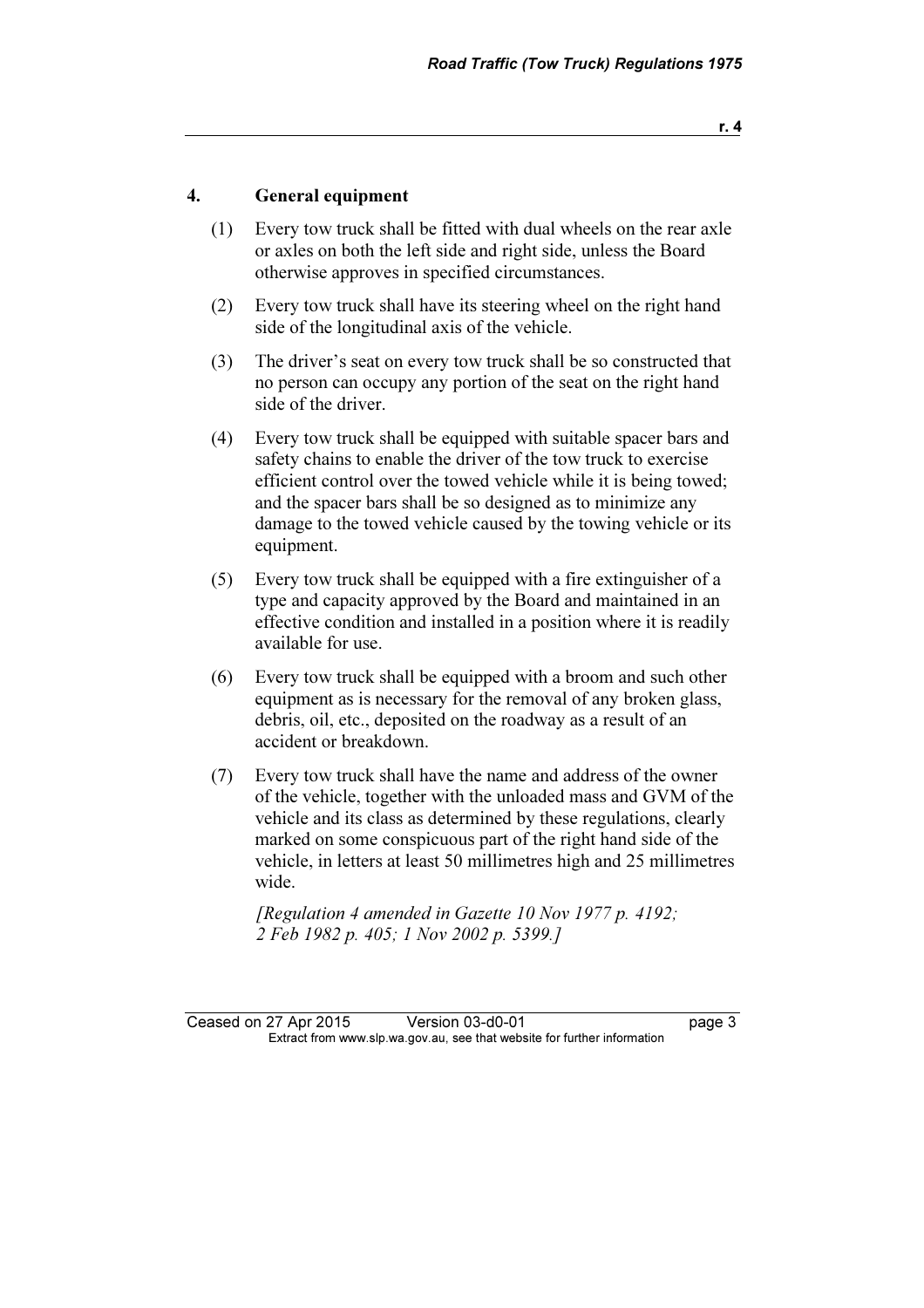## 4. General equipment

(1) Every tow truck shall be fitted with dual wheels on the rear axle or axles on both the left side and right side, unless the Board otherwise approves in specified circumstances.

(2) Every tow truck shall have its steering wheel on the right hand side of the longitudinal axis of the vehicle.

(3) The driver's seat on every tow truck shall be so constructed that no person can occupy any portion of the seat on the right hand side of the driver.

(4) Every tow truck shall be equipped with suitable spacer bars and safety chains to enable the driver of the tow truck to exercise efficient control over the towed vehicle while it is being towed; and the spacer bars shall be so designed as to minimize any damage to the towed vehicle caused by the towing vehicle or its equipment.

(5) Every tow truck shall be equipped with a fire extinguisher of a type and capacity approved by the Board and maintained in an effective condition and installed in a position where it is readily available for use.

(6) Every tow truck shall be equipped with a broom and such other equipment as is necessary for the removal of any broken glass, debris, oil, etc., deposited on the roadway as a result of an accident or breakdown.

(7) Every tow truck shall have the name and address of the owner of the vehicle, together with the unloaded mass and GVM of the vehicle and its class as determined by these regulations, clearly marked on some conspicuous part of the right hand side of the vehicle, in letters at least 50 millimetres high and 25 millimetres wide.

*[Regulation 4 amended in Gazette 10 Nov 1977 p. 4192; 2 Feb 1982 p. 405; 1 Nov 2002 p. 5399.]*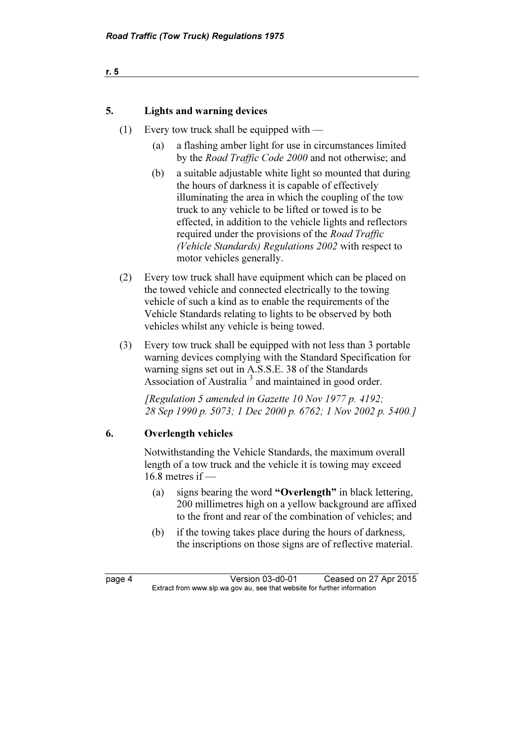## 5. Lights and warning devices

(1) Every tow truck shall be equipped with —

(a) a flashing amber light for use in circumstances limited by the *Road Traffic Code 2000* and not otherwise; and

(b) a suitable adjustable white light so mounted that during the hours of darkness it is capable of effectively illuminating the area in which the coupling of the tow truck to any vehicle to be lifted or towed is to be effected, in addition to the vehicle lights and reflectors required under the provisions of the *Road Traffic (Vehicle Standards) Regulations 2002* with respect to motor vehicles generally.

(2) Every tow truck shall have equipment which can be placed on the towed vehicle and connected electrically to the towing vehicle of such a kind as to enable the requirements of the Vehicle Standards relating to lights to be observed by both vehicles whilst any vehicle is being towed.

(3) Every tow truck shall be equipped with not less than 3 portable warning devices complying with the Standard Specification for warning signs set out in A.S.S.E. 38 of the Standards Association of Australia [3] and maintained in good order.

*[Regulation 5 amended in Gazette 10 Nov 1977 p. 4192; 28 Sep 1990 p. 5073; 1 Dec 2000 p. 6762; 1 Nov 2002 p. 5400.]*

## 6. Overlength vehicles

Notwithstanding the Vehicle Standards, the maximum overall length of a tow truck and the vehicle it is towing may exceed 16.8 metres if —

(a) signs bearing the word **"Overlength"** in black lettering, 200 millimetres high on a yellow background are affixed to the front and rear of the combination of vehicles; and

(b) if the towing takes place during the hours of darkness, the inscriptions on those signs are of reflective material.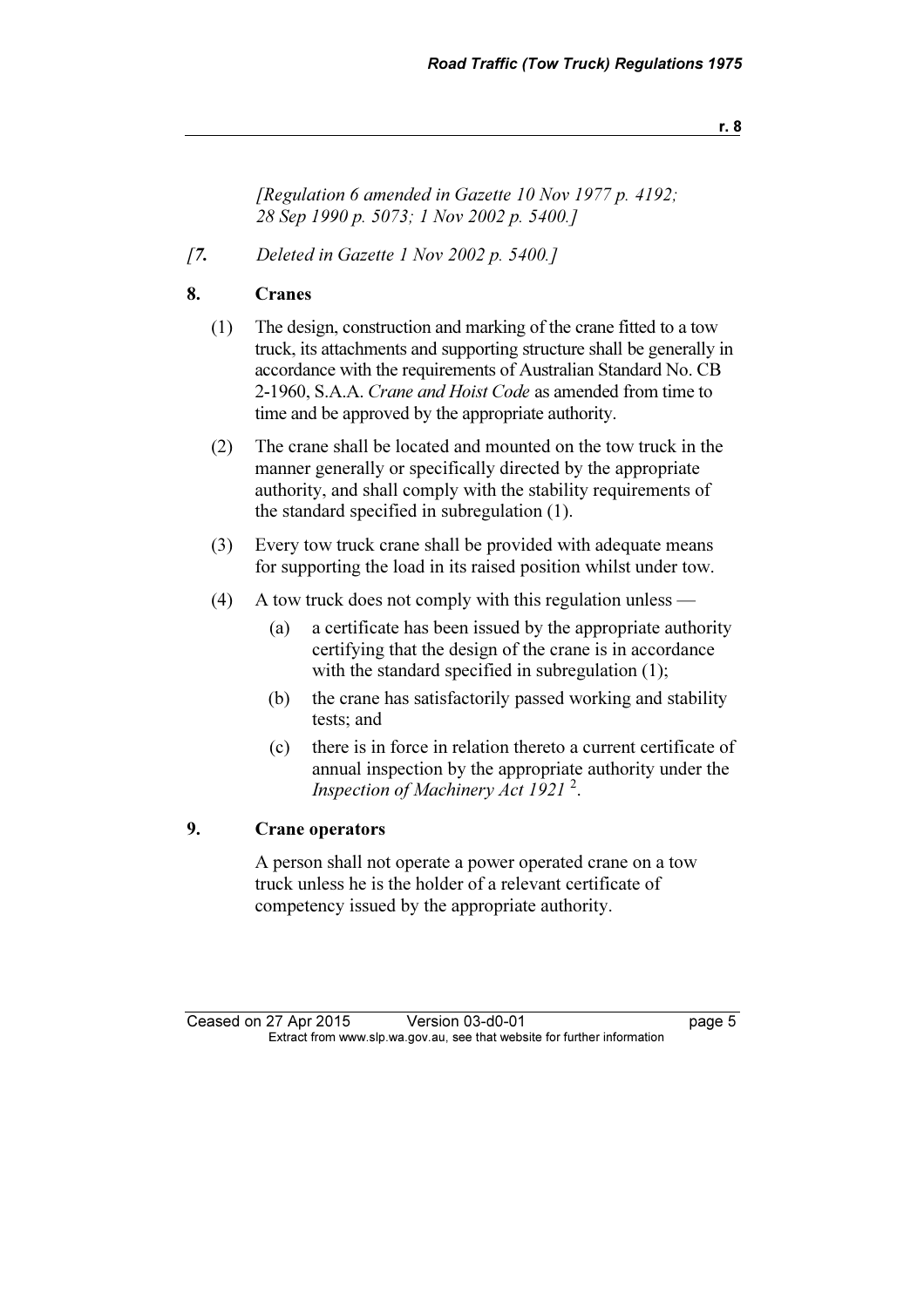*[Regulation 6 amended in Gazette 10 Nov 1977 p. 4192; 28 Sep 1990 p. 5073; 1 Nov 2002 p. 5400.]*

*[**7.** Deleted in Gazette 1 Nov 2002 p. 5400.]*

## 8. Cranes

(1) The design, construction and marking of the crane fitted to a tow truck, its attachments and supporting structure shall be generally in accordance with the requirements of Australian Standard No. CB 2-1960, S.A.A. *Crane and Hoist Code* as amended from time to time and be approved by the appropriate authority.

(2) The crane shall be located and mounted on the tow truck in the manner generally or specifically directed by the appropriate authority, and shall comply with the stability requirements of the standard specified in subregulation (1).

(3) Every tow truck crane shall be provided with adequate means for supporting the load in its raised position whilst under tow.

(4) A tow truck does not comply with this regulation unless —

- (a) a certificate has been issued by the appropriate authority certifying that the design of the crane is in accordance with the standard specified in subregulation (1);
- (b) the crane has satisfactorily passed working and stability tests; and
- (c) there is in force in relation thereto a current certificate of annual inspection by the appropriate authority under the *Inspection of Machinery Act 1921* [2].

## 9. Crane operators

A person shall not operate a power operated crane on a tow truck unless he is the holder of a relevant certificate of competency issued by the appropriate authority.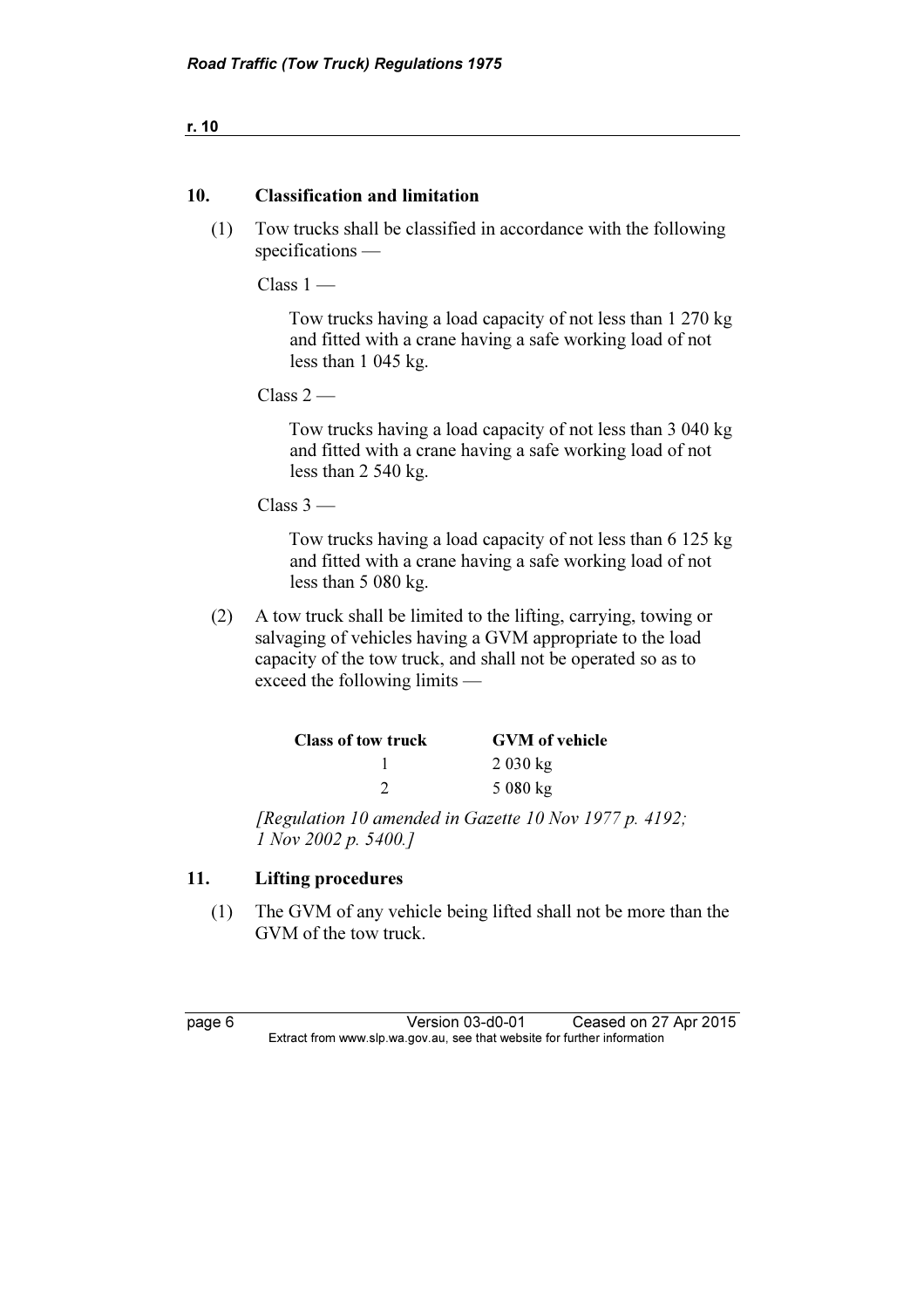## 10. Classification and limitation

(1) Tow trucks shall be classified in accordance with the following specifications —

Class 1 —

Tow trucks having a load capacity of not less than 1 270 kg and fitted with a crane having a safe working load of not less than 1 045 kg.

Class 2 —

Tow trucks having a load capacity of not less than 3 040 kg and fitted with a crane having a safe working load of not less than 2 540 kg.

Class 3 —

Tow trucks having a load capacity of not less than 6 125 kg and fitted with a crane having a safe working load of not less than 5 080 kg.

(2) A tow truck shall be limited to the lifting, carrying, towing or salvaging of vehicles having a GVM appropriate to the load capacity of the tow truck, and shall not be operated so as to exceed the following limits —

| Class of tow truck | GVM of vehicle |
|---|---|
| 1 | 2 030 kg |
| 2 | 5 080 kg |

*[Regulation 10 amended in Gazette 10 Nov 1977 p. 4192; 1 Nov 2002 p. 5400.]*

## 11. Lifting procedures

(1) The GVM of any vehicle being lifted shall not be more than the GVM of the tow truck.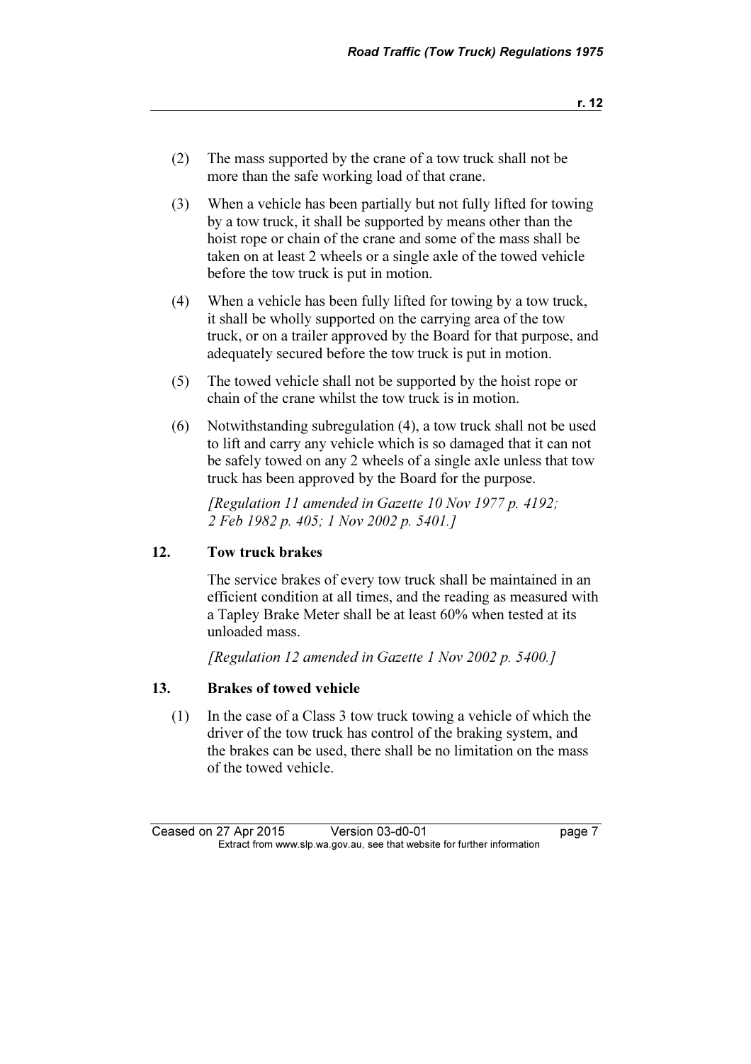(2) The mass supported by the crane of a tow truck shall not be more than the safe working load of that crane.

(3) When a vehicle has been partially but not fully lifted for towing by a tow truck, it shall be supported by means other than the hoist rope or chain of the crane and some of the mass shall be taken on at least 2 wheels or a single axle of the towed vehicle before the tow truck is put in motion.

(4) When a vehicle has been fully lifted for towing by a tow truck, it shall be wholly supported on the carrying area of the tow truck, or on a trailer approved by the Board for that purpose, and adequately secured before the tow truck is put in motion.

(5) The towed vehicle shall not be supported by the hoist rope or chain of the crane whilst the tow truck is in motion.

(6) Notwithstanding subregulation (4), a tow truck shall not be used to lift and carry any vehicle which is so damaged that it can not be safely towed on any 2 wheels of a single axle unless that tow truck has been approved by the Board for the purpose.

*[Regulation 11 amended in Gazette 10 Nov 1977 p. 4192; 2 Feb 1982 p. 405; 1 Nov 2002 p. 5401.]*

## 12. Tow truck brakes

The service brakes of every tow truck shall be maintained in an efficient condition at all times, and the reading as measured with a Tapley Brake Meter shall be at least 60% when tested at its unloaded mass.

*[Regulation 12 amended in Gazette 1 Nov 2002 p. 5400.]*

## 13. Brakes of towed vehicle

(1) In the case of a Class 3 tow truck towing a vehicle of which the driver of the tow truck has control of the braking system, and the brakes can be used, there shall be no limitation on the mass of the towed vehicle.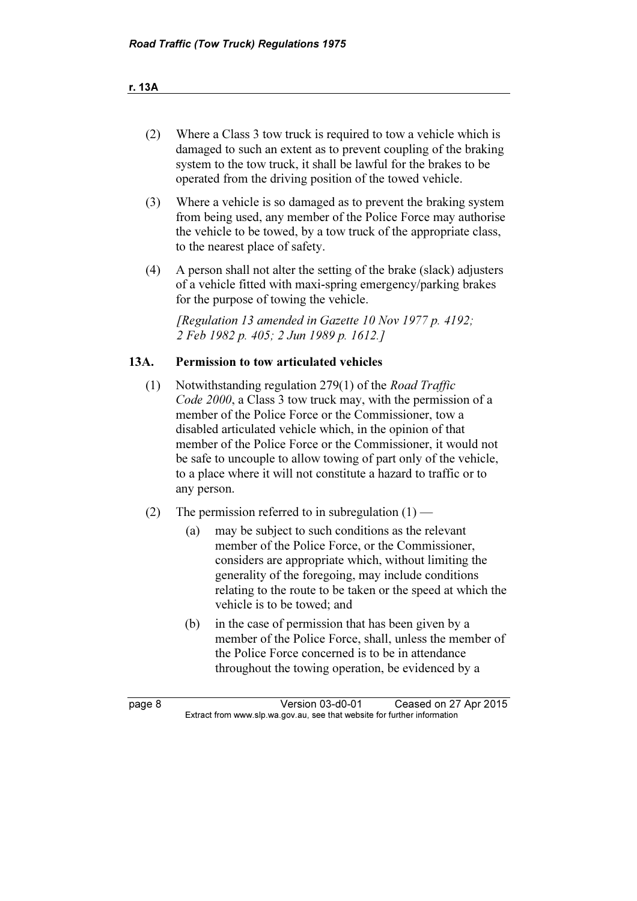(2) Where a Class 3 tow truck is required to tow a vehicle which is damaged to such an extent as to prevent coupling of the braking system to the tow truck, it shall be lawful for the brakes to be operated from the driving position of the towed vehicle.

(3) Where a vehicle is so damaged as to prevent the braking system from being used, any member of the Police Force may authorise the vehicle to be towed, by a tow truck of the appropriate class, to the nearest place of safety.

(4) A person shall not alter the setting of the brake (slack) adjusters of a vehicle fitted with maxi-spring emergency/parking brakes for the purpose of towing the vehicle.

*[Regulation 13 amended in Gazette 10 Nov 1977 p. 4192; 2 Feb 1982 p. 405; 2 Jun 1989 p. 1612.]*

### 13A. Permission to tow articulated vehicles

(1) Notwithstanding regulation 279(1) of the *Road Traffic Code 2000*, a Class 3 tow truck may, with the permission of a member of the Police Force or the Commissioner, tow a disabled articulated vehicle which, in the opinion of that member of the Police Force or the Commissioner, it would not be safe to uncouple to allow towing of part only of the vehicle, to a place where it will not constitute a hazard to traffic or to any person.

(2) The permission referred to in subregulation (1) —

(a) may be subject to such conditions as the relevant member of the Police Force, or the Commissioner, considers are appropriate which, without limiting the generality of the foregoing, may include conditions relating to the route to be taken or the speed at which the vehicle is to be towed; and

(b) in the case of permission that has been given by a member of the Police Force, shall, unless the member of the Police Force concerned is to be in attendance throughout the towing operation, be evidenced by a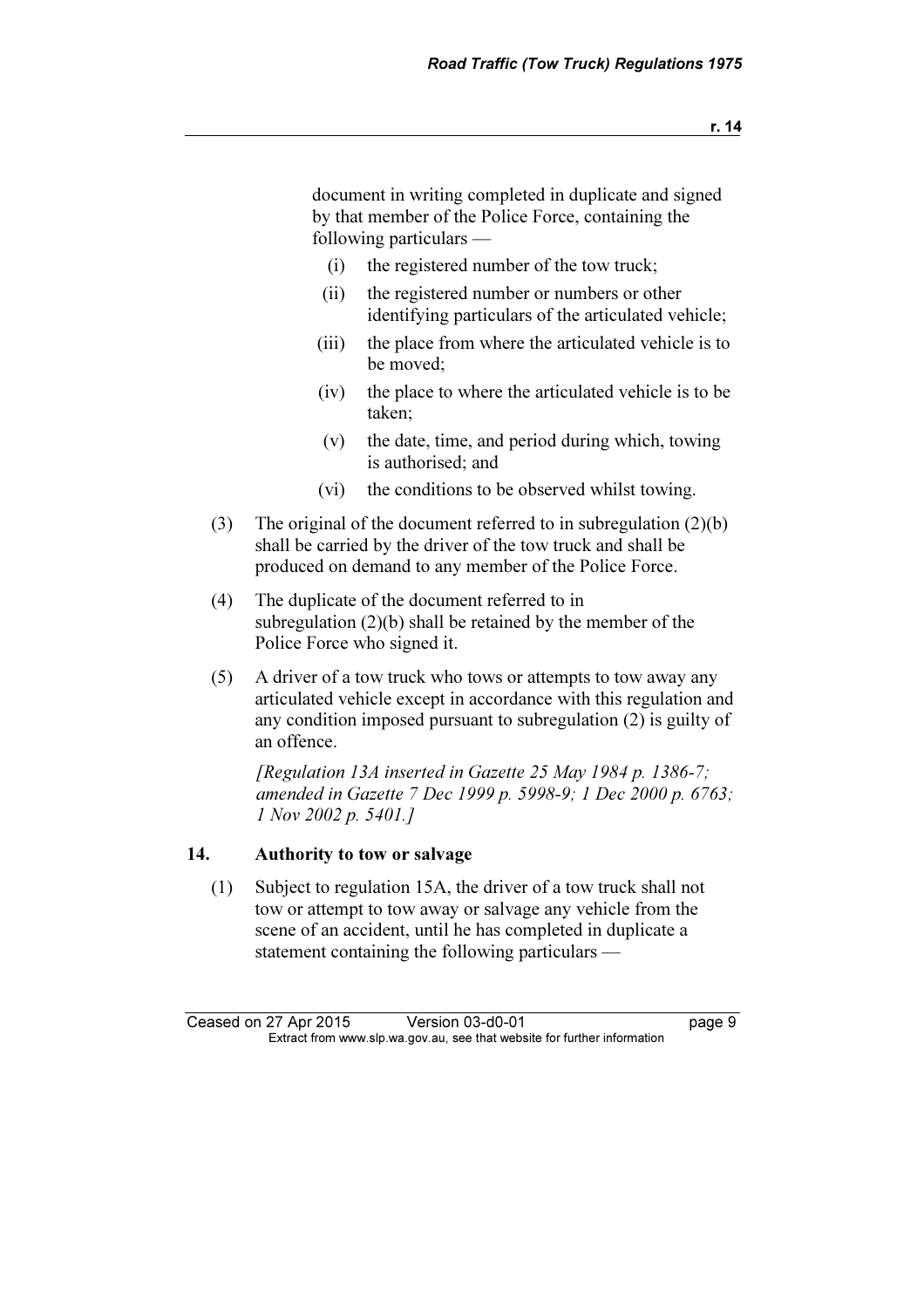document in writing completed in duplicate and signed by that member of the Police Force, containing the following particulars —

(i) the registered number of the tow truck;

(ii) the registered number or numbers or other identifying particulars of the articulated vehicle;

(iii) the place from where the articulated vehicle is to be moved;

(iv) the place to where the articulated vehicle is to be taken;

(v) the date, time, and period during which, towing is authorised; and

(vi) the conditions to be observed whilst towing.

(3) The original of the document referred to in subregulation (2)(b) shall be carried by the driver of the tow truck and shall be produced on demand to any member of the Police Force.

(4) The duplicate of the document referred to in subregulation (2)(b) shall be retained by the member of the Police Force who signed it.

(5) A driver of a tow truck who tows or attempts to tow away any articulated vehicle except in accordance with this regulation and any condition imposed pursuant to subregulation (2) is guilty of an offence.

*[Regulation 13A inserted in Gazette 25 May 1984 p. 1386-7; amended in Gazette 7 Dec 1999 p. 5998-9; 1 Dec 2000 p. 6763; 1 Nov 2002 p. 5401.]*

### 14. Authority to tow or salvage

(1) Subject to regulation 15A, the driver of a tow truck shall not tow or attempt to tow away or salvage any vehicle from the scene of an accident, until he has completed in duplicate a statement containing the following particulars —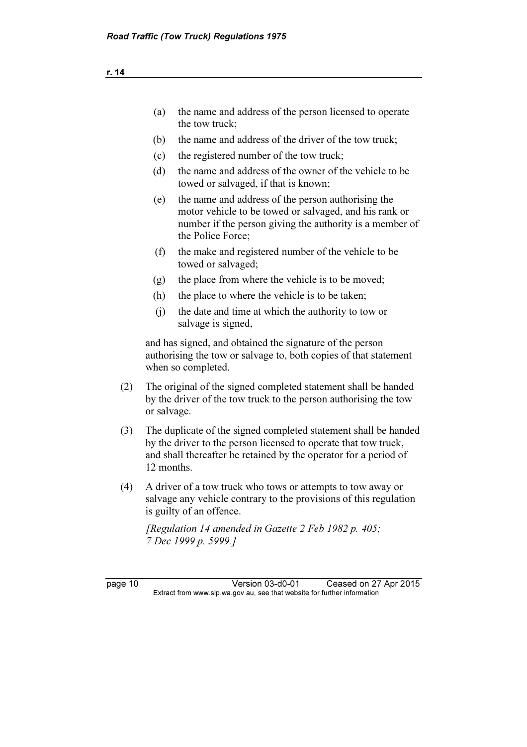(a) the name and address of the person licensed to operate the tow truck;

(b) the name and address of the driver of the tow truck;

(c) the registered number of the tow truck;

(d) the name and address of the owner of the vehicle to be towed or salvaged, if that is known;

(e) the name and address of the person authorising the motor vehicle to be towed or salvaged, and his rank or number if the person giving the authority is a member of the Police Force;

(f) the make and registered number of the vehicle to be towed or salvaged;

(g) the place from where the vehicle is to be moved;

(h) the place to where the vehicle is to be taken;

(j) the date and time at which the authority to tow or salvage is signed,

and has signed, and obtained the signature of the person authorising the tow or salvage to, both copies of that statement when so completed.

(2) The original of the signed completed statement shall be handed by the driver of the tow truck to the person authorising the tow or salvage.

(3) The duplicate of the signed completed statement shall be handed by the driver to the person licensed to operate that tow truck, and shall thereafter be retained by the operator for a period of 12 months.

(4) A driver of a tow truck who tows or attempts to tow away or salvage any vehicle contrary to the provisions of this regulation is guilty of an offence.

*[Regulation 14 amended in Gazette 2 Feb 1982 p. 405; 7 Dec 1999 p. 5999.]*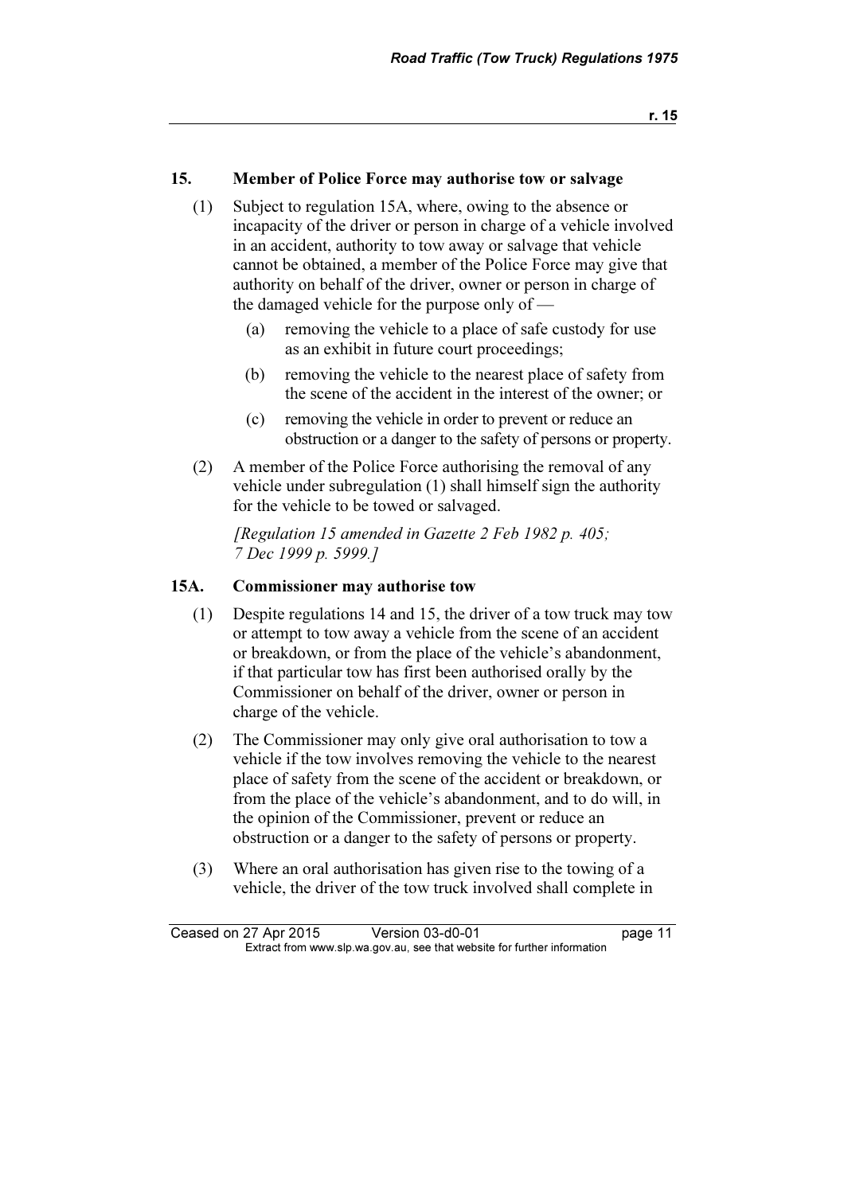## 15. Member of Police Force may authorise tow or salvage

(1) Subject to regulation 15A, where, owing to the absence or incapacity of the driver or person in charge of a vehicle involved in an accident, authority to tow away or salvage that vehicle cannot be obtained, a member of the Police Force may give that authority on behalf of the driver, owner or person in charge of the damaged vehicle for the purpose only of —

  (a) removing the vehicle to a place of safe custody for use as an exhibit in future court proceedings;

  (b) removing the vehicle to the nearest place of safety from the scene of the accident in the interest of the owner; or

  (c) removing the vehicle in order to prevent or reduce an obstruction or a danger to the safety of persons or property.

(2) A member of the Police Force authorising the removal of any vehicle under subregulation (1) shall himself sign the authority for the vehicle to be towed or salvaged.

*[Regulation 15 amended in Gazette 2 Feb 1982 p. 405; 7 Dec 1999 p. 5999.]*

## 15A. Commissioner may authorise tow

(1) Despite regulations 14 and 15, the driver of a tow truck may tow or attempt to tow away a vehicle from the scene of an accident or breakdown, or from the place of the vehicle's abandonment, if that particular tow has first been authorised orally by the Commissioner on behalf of the driver, owner or person in charge of the vehicle.

(2) The Commissioner may only give oral authorisation to tow a vehicle if the tow involves removing the vehicle to the nearest place of safety from the scene of the accident or breakdown, or from the place of the vehicle's abandonment, and to do will, in the opinion of the Commissioner, prevent or reduce an obstruction or a danger to the safety of persons or property.

(3) Where an oral authorisation has given rise to the towing of a vehicle, the driver of the tow truck involved shall complete in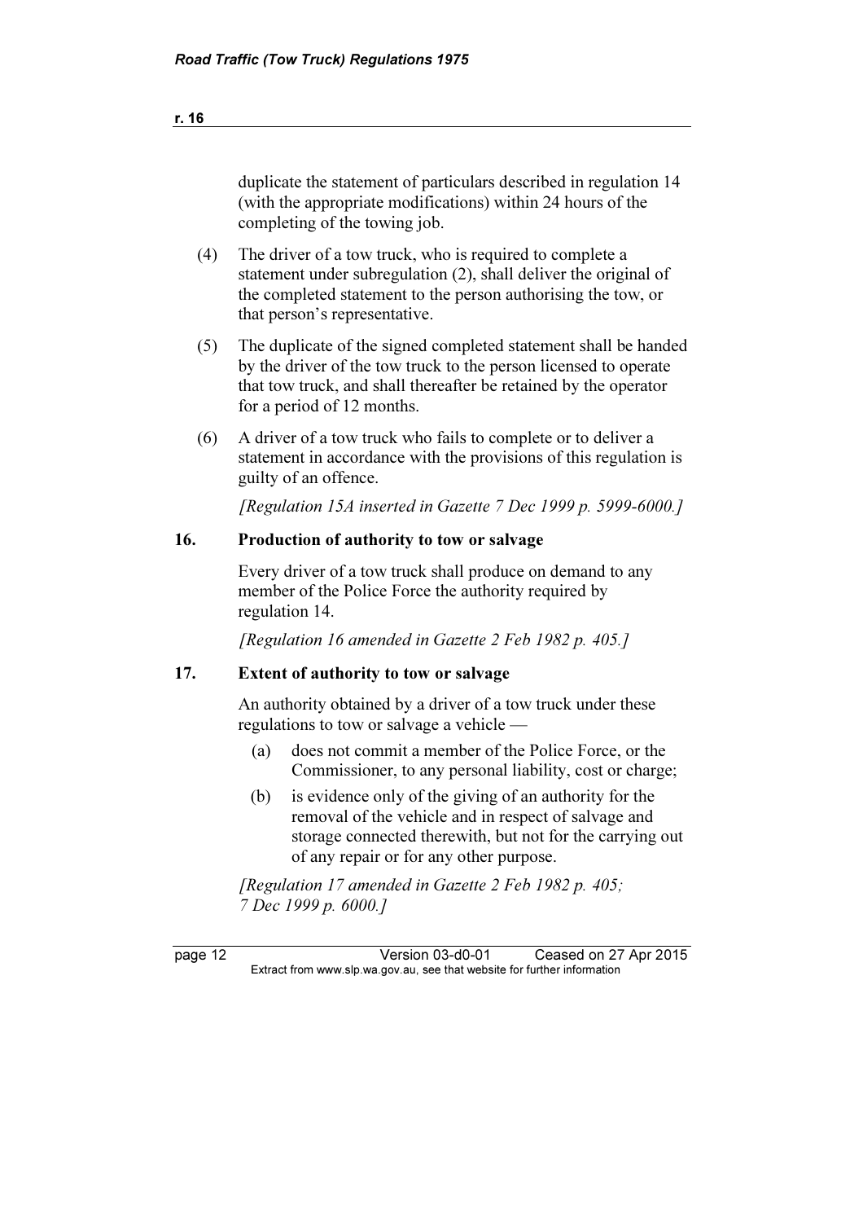duplicate the statement of particulars described in regulation 14 (with the appropriate modifications) within 24 hours of the completing of the towing job.

(4) The driver of a tow truck, who is required to complete a statement under subregulation (2), shall deliver the original of the completed statement to the person authorising the tow, or that person's representative.

(5) The duplicate of the signed completed statement shall be handed by the driver of the tow truck to the person licensed to operate that tow truck, and shall thereafter be retained by the operator for a period of 12 months.

(6) A driver of a tow truck who fails to complete or to deliver a statement in accordance with the provisions of this regulation is guilty of an offence.

*[Regulation 15A inserted in Gazette 7 Dec 1999 p. 5999-6000.]*

## 16. Production of authority to tow or salvage

Every driver of a tow truck shall produce on demand to any member of the Police Force the authority required by regulation 14.

*[Regulation 16 amended in Gazette 2 Feb 1982 p. 405.]*

## 17. Extent of authority to tow or salvage

An authority obtained by a driver of a tow truck under these regulations to tow or salvage a vehicle —

(a) does not commit a member of the Police Force, or the Commissioner, to any personal liability, cost or charge;

(b) is evidence only of the giving of an authority for the removal of the vehicle and in respect of salvage and storage connected therewith, but not for the carrying out of any repair or for any other purpose.

*[Regulation 17 amended in Gazette 2 Feb 1982 p. 405; 7 Dec 1999 p. 6000.]*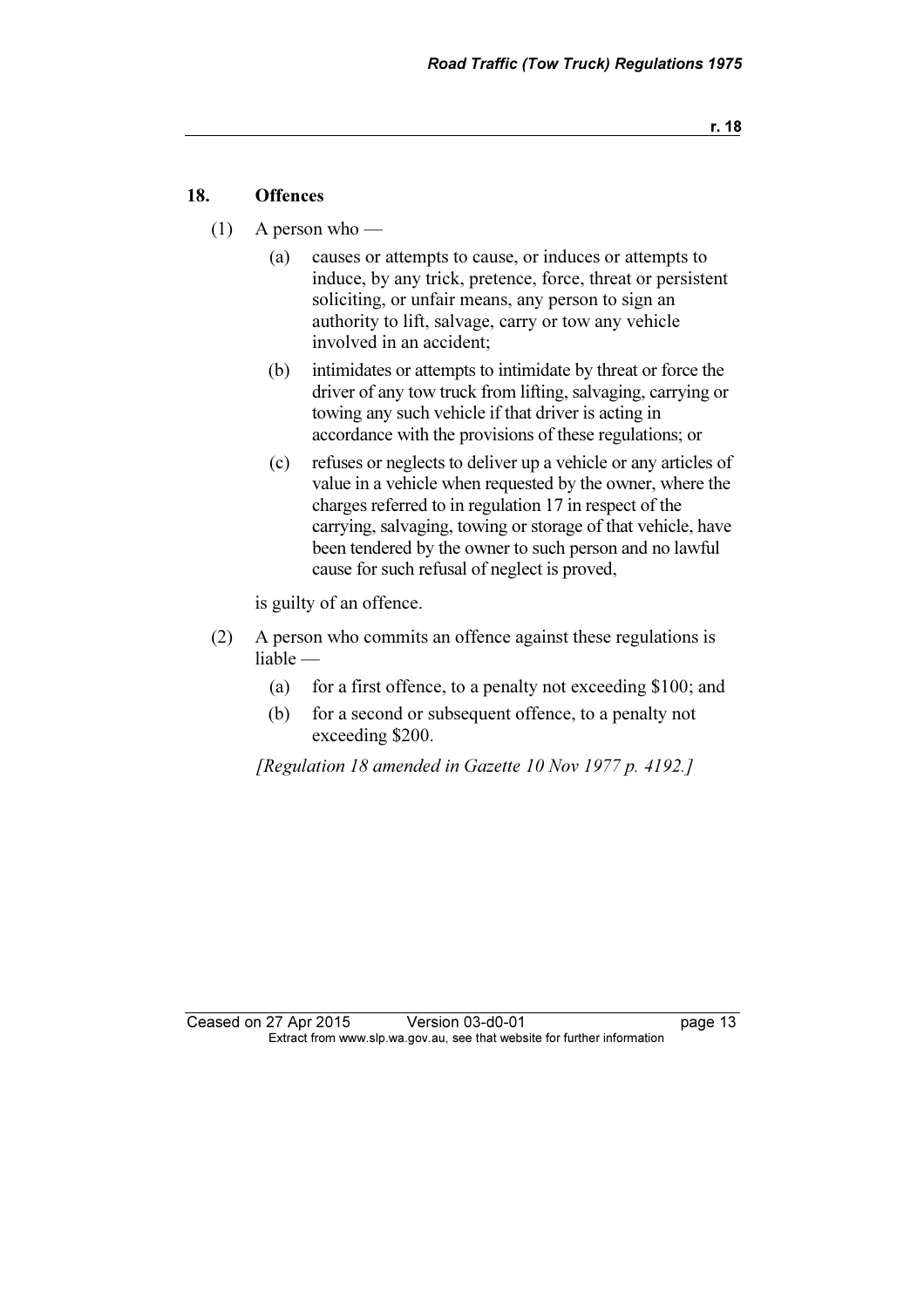## 18. Offences

(1) A person who —

(a) causes or attempts to cause, or induces or attempts to induce, by any trick, pretence, force, threat or persistent soliciting, or unfair means, any person to sign an authority to lift, salvage, carry or tow any vehicle involved in an accident;

(b) intimidates or attempts to intimidate by threat or force the driver of any tow truck from lifting, salvaging, carrying or towing any such vehicle if that driver is acting in accordance with the provisions of these regulations; or

(c) refuses or neglects to deliver up a vehicle or any articles of value in a vehicle when requested by the owner, where the charges referred to in regulation 17 in respect of the carrying, salvaging, towing or storage of that vehicle, have been tendered by the owner to such person and no lawful cause for such refusal of neglect is proved,

is guilty of an offence.

(2) A person who commits an offence against these regulations is liable —

(a) for a first offence, to a penalty not exceeding $100; and

(b) for a second or subsequent offence, to a penalty not exceeding $200.

*[Regulation 18 amended in Gazette 10 Nov 1977 p. 4192.]*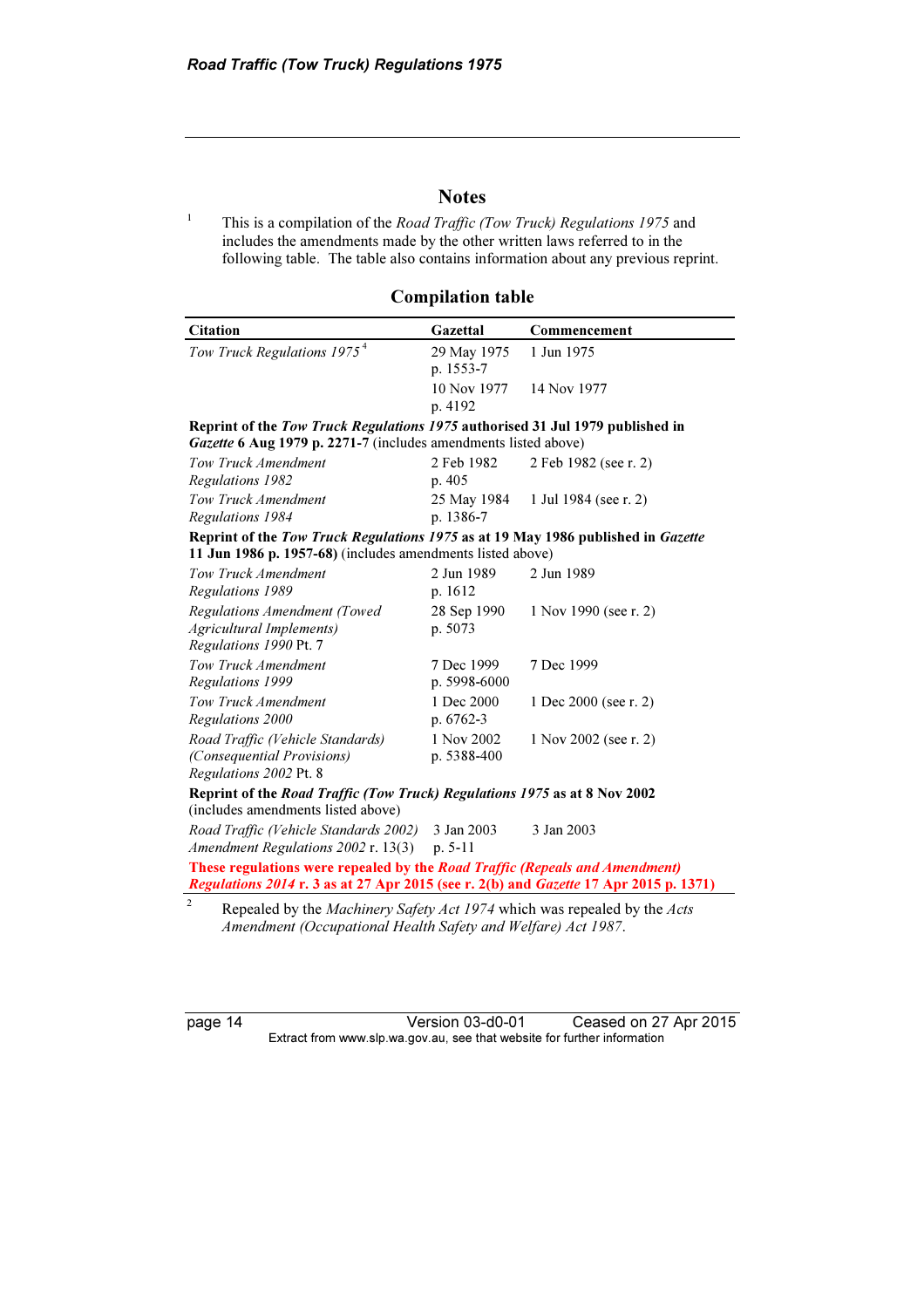## Notes

[1] This is a compilation of the *Road Traffic (Tow Truck) Regulations 1975* and includes the amendments made by the other written laws referred to in the following table. The table also contains information about any previous reprint.

### Compilation table

| Citation | Gazettal | Commencement |
|---|---|---|
| *Tow Truck Regulations 1975* [4] | 29 May 1975 p. 1553-7 | 1 Jun 1975 |
| | 10 Nov 1977 p. 4192 | 14 Nov 1977 |
| **Reprint of the *Tow Truck Regulations 1975* authorised 31 Jul 1979 published in *Gazette* 6 Aug 1979 p. 2271-7** (includes amendments listed above) | | |
| *Tow Truck Amendment Regulations 1982* | 2 Feb 1982 p. 405 | 2 Feb 1982 (see r. 2) |
| *Tow Truck Amendment Regulations 1984* | 25 May 1984 p. 1386-7 | 1 Jul 1984 (see r. 2) |
| **Reprint of the *Tow Truck Regulations 1975* as at 19 May 1986 published in *Gazette* 11 Jun 1986 p. 1957-68)** (includes amendments listed above) | | |
| *Tow Truck Amendment Regulations 1989* | 2 Jun 1989 p. 1612 | 2 Jun 1989 |
| *Regulations Amendment (Towed Agricultural Implements) Regulations 1990* Pt. 7 | 28 Sep 1990 p. 5073 | 1 Nov 1990 (see r. 2) |
| *Tow Truck Amendment Regulations 1999* | 7 Dec 1999 p. 5998-6000 | 7 Dec 1999 |
| *Tow Truck Amendment Regulations 2000* | 1 Dec 2000 p. 6762-3 | 1 Dec 2000 (see r. 2) |
| *Road Traffic (Vehicle Standards) (Consequential Provisions) Regulations 2002* Pt. 8 | 1 Nov 2002 p. 5388-400 | 1 Nov 2002 (see r. 2) |
| **Reprint of the *Road Traffic (Tow Truck) Regulations 1975* as at 8 Nov 2002** (includes amendments listed above) | | |
| *Road Traffic (Vehicle Standards 2002) Amendment Regulations 2002* r. 13(3) | 3 Jan 2003 p. 5-11 | 3 Jan 2003 |
| **These regulations were repealed by the *Road Traffic (Repeals and Amendment) Regulations 2014* r. 3 as at 27 Apr 2015 (see r. 2(b) and *Gazette* 17 Apr 2015 p. 1371)** | | |

[2] Repealed by the *Machinery Safety Act 1974* which was repealed by the *Acts Amendment (Occupational Health Safety and Welfare) Act 1987*.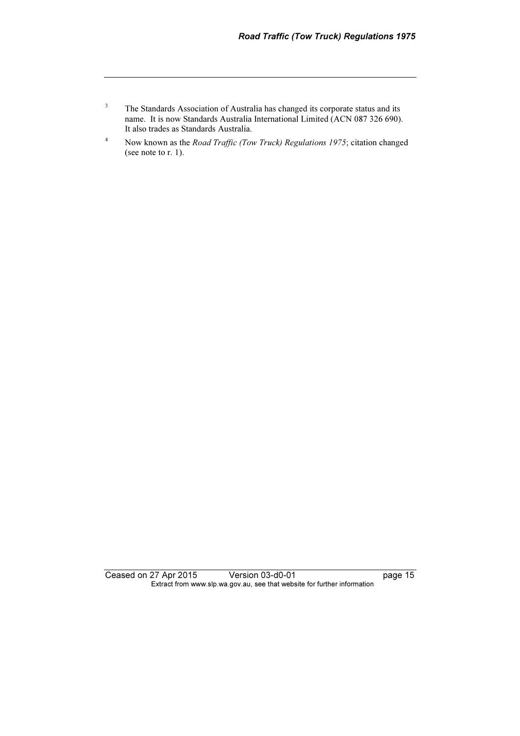[3] The Standards Association of Australia has changed its corporate status and its name. It is now Standards Australia International Limited (ACN 087 326 690). It also trades as Standards Australia.

[4] Now known as the *Road Traffic (Tow Truck) Regulations 1975*; citation changed (see note to r. 1).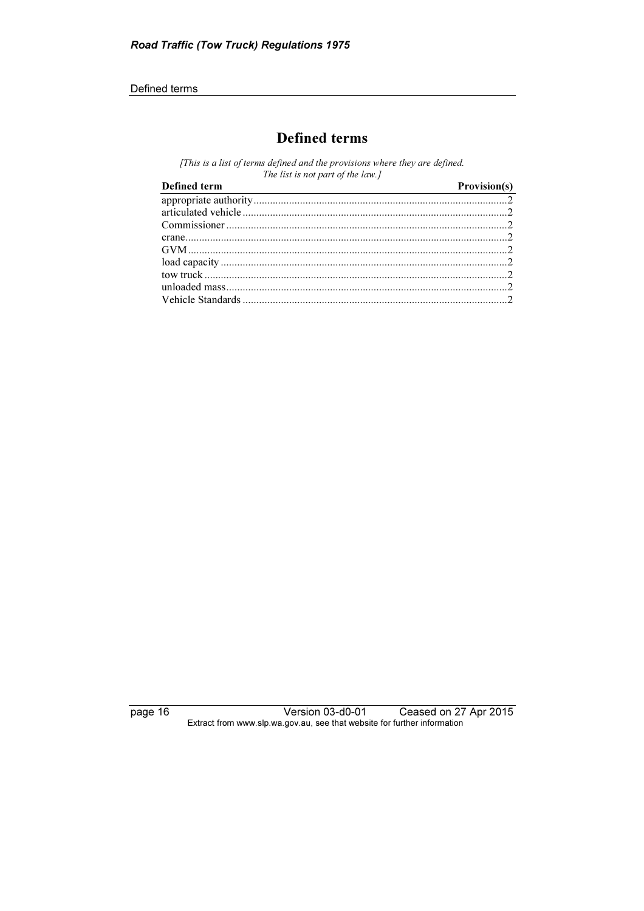# Defined terms

*[This is a list of terms defined and the provisions where they are defined. The list is not part of the law.]*

| Defined term | Provision(s) |
|---|---|
| appropriate authority | 2 |
| articulated vehicle | 2 |
| Commissioner | 2 |
| crane | 2 |
| GVM | 2 |
| load capacity | 2 |
| tow truck | 2 |
| unloaded mass | 2 |
| Vehicle Standards | 2 |